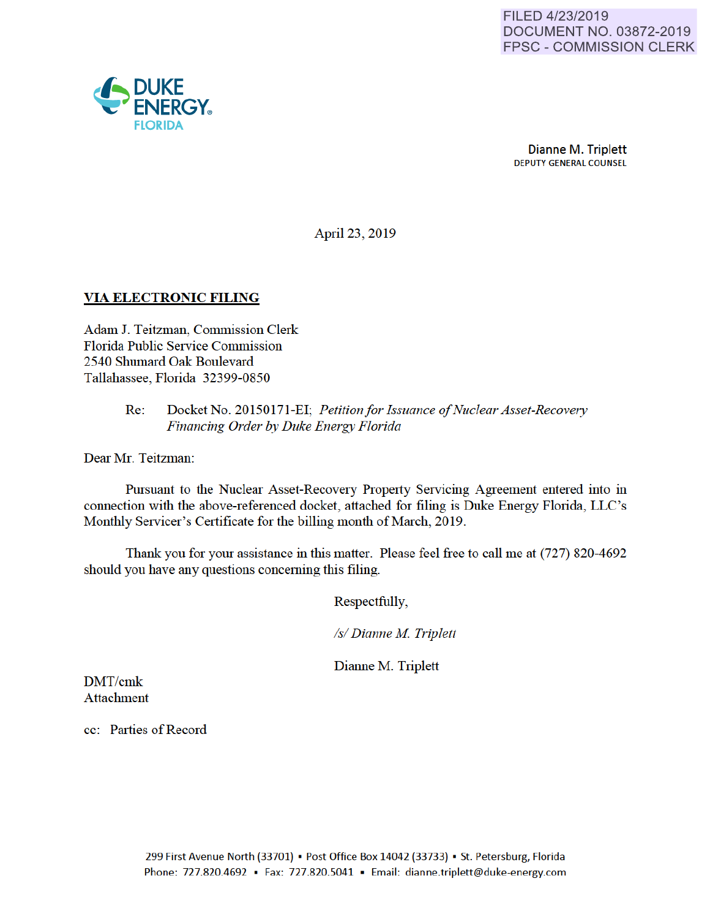FILED 4/23/2019
DOCUMENT NO. 03872-2019
FPSC - COMMISSION CLERK

DUKE ENERGY
FLORIDA

**Dianne M. Triplett**
DEPUTY GENERAL COUNSEL

April 23, 2019

**VIA ELECTRONIC FILING**

Adam J. Teitzman, Commission Clerk
Florida Public Service Commission
2540 Shumard Oak Boulevard
Tallahassee, Florida 32399-0850

Re: Docket No. 20150171-EI; *Petition for Issuance of Nuclear Asset-Recovery Financing Order by Duke Energy Florida*

Dear Mr. Teitzman:

Pursuant to the Nuclear Asset-Recovery Property Servicing Agreement entered into in connection with the above-referenced docket, attached for filing is Duke Energy Florida, LLC's Monthly Servicer's Certificate for the billing month of March, 2019.

Thank you for your assistance in this matter. Please feel free to call me at (727) 820-4692 should you have any questions concerning this filing.

Respectfully,

*/s/ Dianne M. Triplett*

Dianne M. Triplett

DMT/cmk
Attachment

cc: Parties of Record

299 First Avenue North (33701) ▪ Post Office Box 14042 (33733) ▪ St. Petersburg, Florida
Phone: 727.820.4692 ▪ Fax: 727.820.5041 ▪ Email: dianne.triplett@duke-energy.com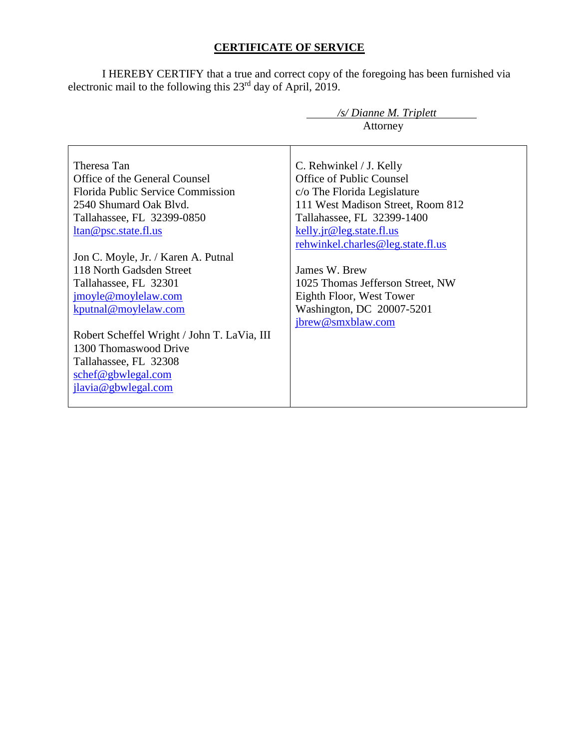## CERTIFICATE OF SERVICE

I HEREBY CERTIFY that a true and correct copy of the foregoing has been furnished via electronic mail to the following this 23rd day of April, 2019.

*/s/ Dianne M. Triplett*
Attorney

| | |
|---|---|
| Theresa Tan<br>Office of the General Counsel<br>Florida Public Service Commission<br>2540 Shumard Oak Blvd.<br>Tallahassee, FL 32399-0850<br>ltan@psc.state.fl.us<br><br>Jon C. Moyle, Jr. / Karen A. Putnal<br>118 North Gadsden Street<br>Tallahassee, FL 32301<br>jmoyle@moylelaw.com<br>kputnal@moylelaw.com<br><br>Robert Scheffel Wright / John T. LaVia, III<br>1300 Thomaswood Drive<br>Tallahassee, FL 32308<br>schef@gbwlegal.com<br>jlavia@gbwlegal.com | C. Rehwinkel / J. Kelly<br>Office of Public Counsel<br>c/o The Florida Legislature<br>111 West Madison Street, Room 812<br>Tallahassee, FL 32399-1400<br>kelly.jr@leg.state.fl.us<br>rehwinkel.charles@leg.state.fl.us<br><br>James W. Brew<br>1025 Thomas Jefferson Street, NW<br>Eighth Floor, West Tower<br>Washington, DC 20007-5201<br>jbrew@smxblaw.com |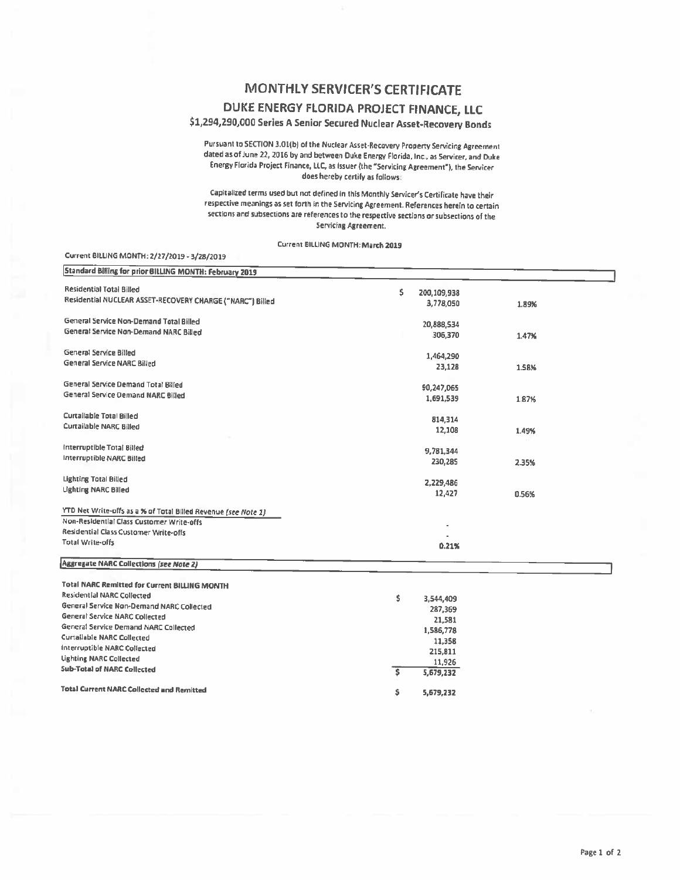# MONTHLY SERVICER'S CERTIFICATE

## DUKE ENERGY FLORIDA PROJECT FINANCE, LLC

### $1,294,290,000 Series A Senior Secured Nuclear Asset-Recovery Bonds

Pursuant to SECTION 3.01(b) of the Nuclear Asset-Recovery Property Servicing Agreement dated as of June 22, 2016 by and between Duke Energy Florida, Inc., as Servicer, and Duke Energy Florida Project Finance, LLC, as Issuer (the "Servicing Agreement"), the Servicer does hereby certify as follows:

Capitalized terms used but not defined in this Monthly Servicer's Certificate have their respective meanings as set forth in the Servicing Agreement. References herein to certain sections and subsections are references to the respective sections or subsections of the Servicing Agreement.

Current BILLING MONTH: March 2019

Current BILLING MONTH: 2/27/2019 - 3/28/2019

| Standard Billing for prior BILLING MONTH: February 2019 | | |
|---|---|---|
| Residential Total Billed | $ 200,109,938 | |
| Residential NUCLEAR ASSET-RECOVERY CHARGE ("NARC") Billed | 3,778,050 | 1.89% |
| General Service Non-Demand Total Billed | 20,888,534 | |
| General Service Non-Demand NARC Billed | 306,370 | 1.47% |
| General Service Billed | 1,464,290 | |
| General Service NARC Billed | 23,128 | 1.58% |
| General Service Demand Total Billed | 90,247,065 | |
| General Service Demand NARC Billed | 1,691,539 | 1.87% |
| Curtailable Total Billed | 814,314 | |
| Curtailable NARC Billed | 12,108 | 1.49% |
| Interruptible Total Billed | 9,781,344 | |
| Interruptible NARC Billed | 230,285 | 2.35% |
| Lighting Total Billed | 2,229,486 | |
| Lighting NARC Billed | 12,427 | 0.56% |
| YTD Net Write-offs as a % of Total Billed Revenue *(see Note 1)* | | |
| Non-Residential Class Customer Write-offs | - | |
| Residential Class Customer Write-offs | - | |
| Total Write-offs | 0.21% | |

| Aggregate NARC Collections *(see Note 2)* | |
|---|---|
| **Total NARC Remitted for Current BILLING MONTH** | |
| Residential NARC Collected | $ 3,544,409 |
| General Service Non-Demand NARC Collected | 287,369 |
| General Service NARC Collected | 21,581 |
| General Service Demand NARC Collected | 1,586,778 |
| Curtailable NARC Collected | 11,358 |
| Interruptible NARC Collected | 215,811 |
| Lighting NARC Collected | 11,926 |
| **Sub-Total of NARC Collected** | $ 5,679,232 |
| **Total Current NARC Collected and Remitted** | $ 5,679,232 |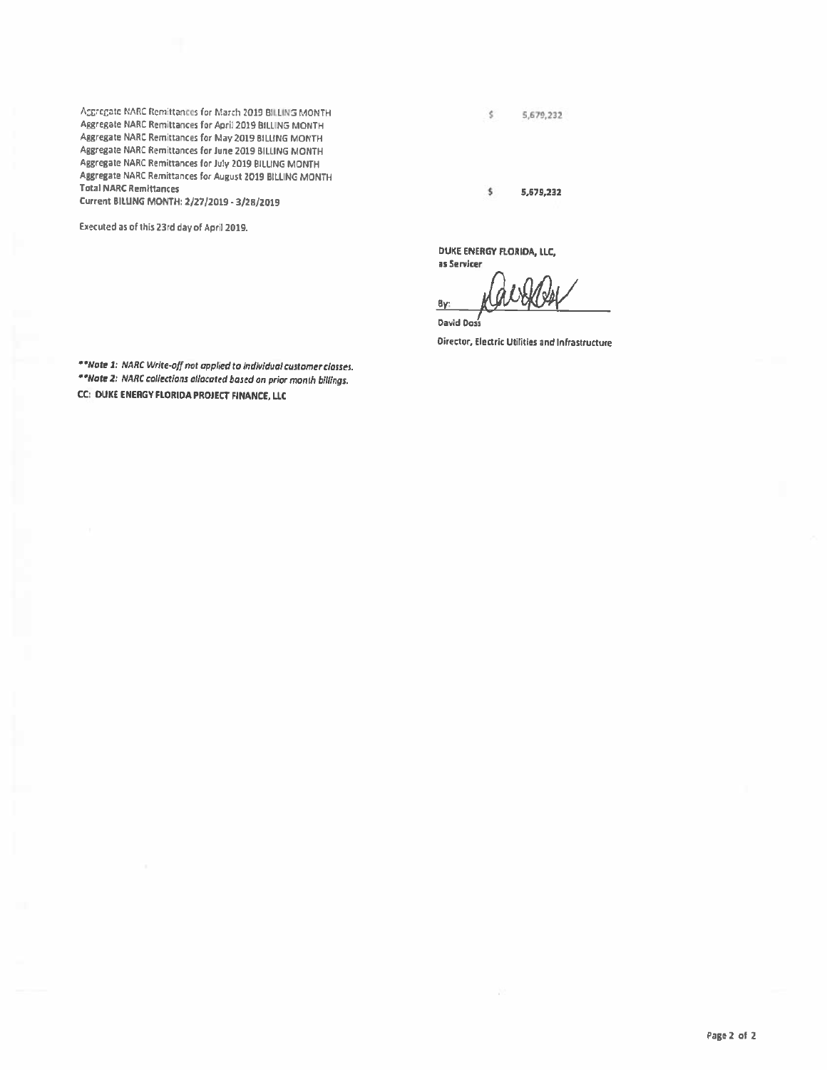| | | |
|---|---|---|
| Aggregate NARC Remittances for March 2019 BILLING MONTH | $ | 5,679,232 |
| Aggregate NARC Remittances for April 2019 BILLING MONTH | | |
| Aggregate NARC Remittances for May 2019 BILLING MONTH | | |
| Aggregate NARC Remittances for June 2019 BILLING MONTH | | |
| Aggregate NARC Remittances for July 2019 BILLING MONTH | | |
| Aggregate NARC Remittances for August 2019 BILLING MONTH | | |
| **Total NARC Remittances** | **$** | **5,679,232** |
| Current BILLING MONTH: 2/27/2019 - 3/28/2019 | | |

Executed as of this 23rd day of April 2019.

**DUKE ENERGY FLORIDA, LLC,**
**as Servicer**

By: ______________________

David Doss

Director, Electric Utilities and Infrastructure

***\*Note 1:** NARC Write-off not applied to individual customer classes.*
***\*Note 2:** NARC collections allocated based on prior month billings.*

**CC: DUKE ENERGY FLORIDA PROJECT FINANCE, LLC**